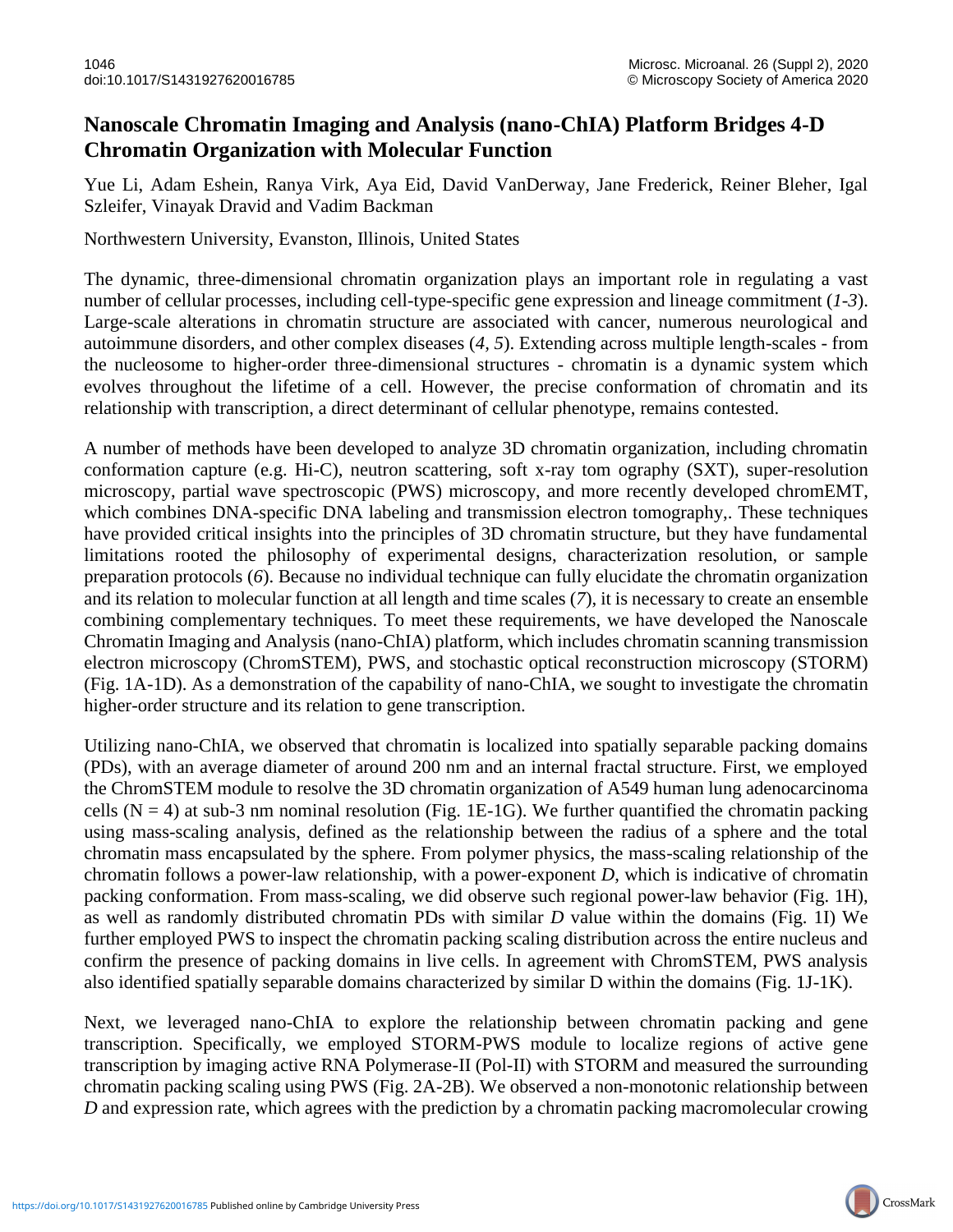# Nanoscale Chromatin Imaging and Analysis (nano-ChIA) Platform Bridges 4-D Chromatin Organization with Molecular Function

Yue Li, Adam Eshein, Ranya Virk, Aya Eid, David VanDerway, Jane Frederick, Reiner Bleher, Igal Szleifer, Vinayak Dravid and Vadim Backman

Northwestern University, Evanston, Illinois, United States

The dynamic, three-dimensional chromatin organization plays an important role in regulating a vast number of cellular processes, including cell-type-specific gene expression and lineage commitment (*1-3*). Large-scale alterations in chromatin structure are associated with cancer, numerous neurological and autoimmune disorders, and other complex diseases (*4, 5*). Extending across multiple length-scales - from the nucleosome to higher-order three-dimensional structures - chromatin is a dynamic system which evolves throughout the lifetime of a cell. However, the precise conformation of chromatin and its relationship with transcription, a direct determinant of cellular phenotype, remains contested.

A number of methods have been developed to analyze 3D chromatin organization, including chromatin conformation capture (e.g. Hi-C), neutron scattering, soft x-ray tom ography (SXT), super-resolution microscopy, partial wave spectroscopic (PWS) microscopy, and more recently developed chromEMT, which combines DNA-specific DNA labeling and transmission electron tomography,. These techniques have provided critical insights into the principles of 3D chromatin structure, but they have fundamental limitations rooted the philosophy of experimental designs, characterization resolution, or sample preparation protocols (*6*). Because no individual technique can fully elucidate the chromatin organization and its relation to molecular function at all length and time scales (*7*), it is necessary to create an ensemble combining complementary techniques. To meet these requirements, we have developed the Nanoscale Chromatin Imaging and Analysis (nano-ChIA) platform, which includes chromatin scanning transmission electron microscopy (ChromSTEM), PWS, and stochastic optical reconstruction microscopy (STORM) (Fig. 1A-1D). As a demonstration of the capability of nano-ChIA, we sought to investigate the chromatin higher-order structure and its relation to gene transcription.

Utilizing nano-ChIA, we observed that chromatin is localized into spatially separable packing domains (PDs), with an average diameter of around 200 nm and an internal fractal structure. First, we employed the ChromSTEM module to resolve the 3D chromatin organization of A549 human lung adenocarcinoma cells ($N = 4$) at sub-3 nm nominal resolution (Fig. 1E-1G). We further quantified the chromatin packing using mass-scaling analysis, defined as the relationship between the radius of a sphere and the total chromatin mass encapsulated by the sphere. From polymer physics, the mass-scaling relationship of the chromatin follows a power-law relationship, with a power-exponent $D$, which is indicative of chromatin packing conformation. From mass-scaling, we did observe such regional power-law behavior (Fig. 1H), as well as randomly distributed chromatin PDs with similar $D$ value within the domains (Fig. 1I) We further employed PWS to inspect the chromatin packing scaling distribution across the entire nucleus and confirm the presence of packing domains in live cells. In agreement with ChromSTEM, PWS analysis also identified spatially separable domains characterized by similar D within the domains (Fig. 1J-1K).

Next, we leveraged nano-ChIA to explore the relationship between chromatin packing and gene transcription. Specifically, we employed STORM-PWS module to localize regions of active gene transcription by imaging active RNA Polymerase-II (Pol-II) with STORM and measured the surrounding chromatin packing scaling using PWS (Fig. 2A-2B). We observed a non-monotonic relationship between $D$ and expression rate, which agrees with the prediction by a chromatin packing macromolecular crowing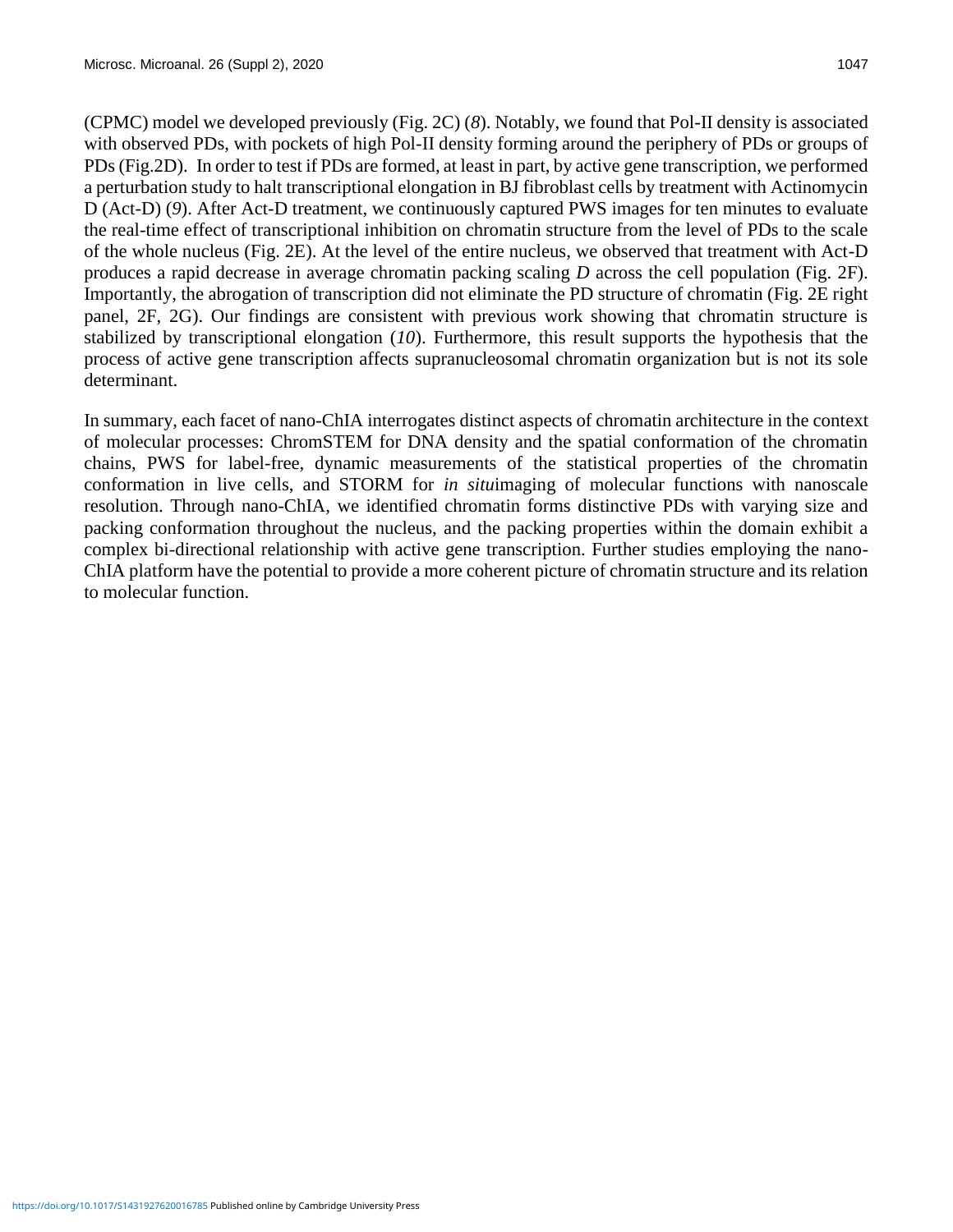(CPMC) model we developed previously (Fig. 2C) (*8*). Notably, we found that Pol-II density is associated with observed PDs, with pockets of high Pol-II density forming around the periphery of PDs or groups of PDs (Fig.2D). In order to test if PDs are formed, at least in part, by active gene transcription, we performed a perturbation study to halt transcriptional elongation in BJ fibroblast cells by treatment with Actinomycin D (Act-D) (*9*). After Act-D treatment, we continuously captured PWS images for ten minutes to evaluate the real-time effect of transcriptional inhibition on chromatin structure from the level of PDs to the scale of the whole nucleus (Fig. 2E). At the level of the entire nucleus, we observed that treatment with Act-D produces a rapid decrease in average chromatin packing scaling $D$ across the cell population (Fig. 2F). Importantly, the abrogation of transcription did not eliminate the PD structure of chromatin (Fig. 2E right panel, 2F, 2G). Our findings are consistent with previous work showing that chromatin structure is stabilized by transcriptional elongation (*10*). Furthermore, this result supports the hypothesis that the process of active gene transcription affects supranucleosomal chromatin organization but is not its sole determinant.

In summary, each facet of nano-ChIA interrogates distinct aspects of chromatin architecture in the context of molecular processes: ChromSTEM for DNA density and the spatial conformation of the chromatin chains, PWS for label-free, dynamic measurements of the statistical properties of the chromatin conformation in live cells, and STORM for *in situ*imaging of molecular functions with nanoscale resolution. Through nano-ChIA, we identified chromatin forms distinctive PDs with varying size and packing conformation throughout the nucleus, and the packing properties within the domain exhibit a complex bi-directional relationship with active gene transcription. Further studies employing the nano-ChIA platform have the potential to provide a more coherent picture of chromatin structure and its relation to molecular function.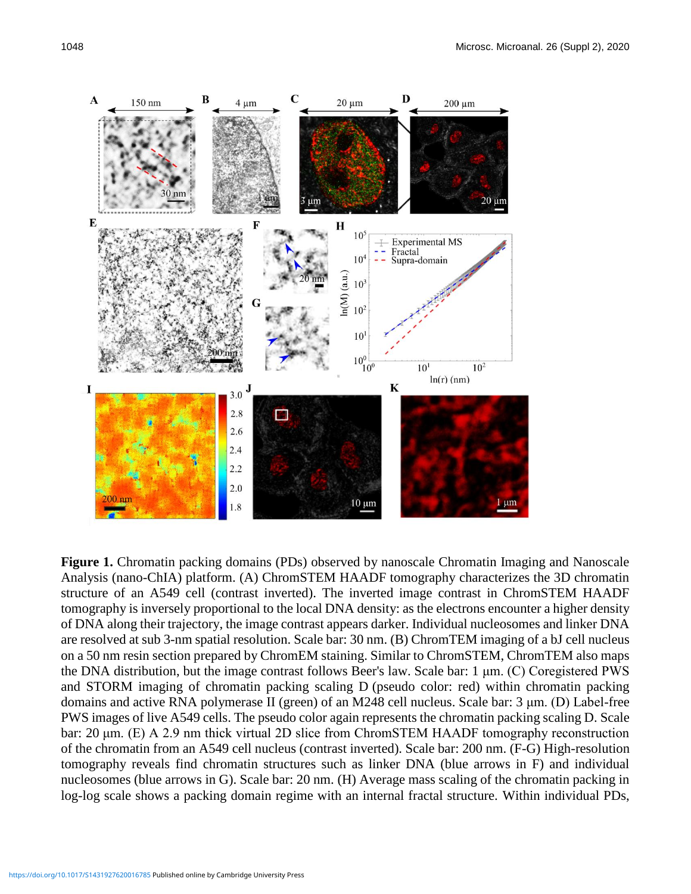**Figure 1.** Chromatin packing domains (PDs) observed by nanoscale Chromatin Imaging and Nanoscale Analysis (nano-ChIA) platform. (A) ChromSTEM HAADF tomography characterizes the 3D chromatin structure of an A549 cell (contrast inverted). The inverted image contrast in ChromSTEM HAADF tomography is inversely proportional to the local DNA density: as the electrons encounter a higher density of DNA along their trajectory, the image contrast appears darker. Individual nucleosomes and linker DNA are resolved at sub 3-nm spatial resolution. Scale bar: 30 nm. (B) ChromTEM imaging of a bJ cell nucleus on a 50 nm resin section prepared by ChromEM staining. Similar to ChromSTEM, ChromTEM also maps the DNA distribution, but the image contrast follows Beer's law. Scale bar: 1 µm. (C) Coregistered PWS and STORM imaging of chromatin packing scaling D (pseudo color: red) within chromatin packing domains and active RNA polymerase II (green) of an M248 cell nucleus. Scale bar: 3 µm. (D) Label-free PWS images of live A549 cells. The pseudo color again represents the chromatin packing scaling D. Scale bar: 20 µm. (E) A 2.9 nm thick virtual 2D slice from ChromSTEM HAADF tomography reconstruction of the chromatin from an A549 cell nucleus (contrast inverted). Scale bar: 200 nm. (F-G) High-resolution tomography reveals find chromatin structures such as linker DNA (blue arrows in F) and individual nucleosomes (blue arrows in G). Scale bar: 20 nm. (H) Average mass scaling of the chromatin packing in log-log scale shows a packing domain regime with an internal fractal structure. Within individual PDs,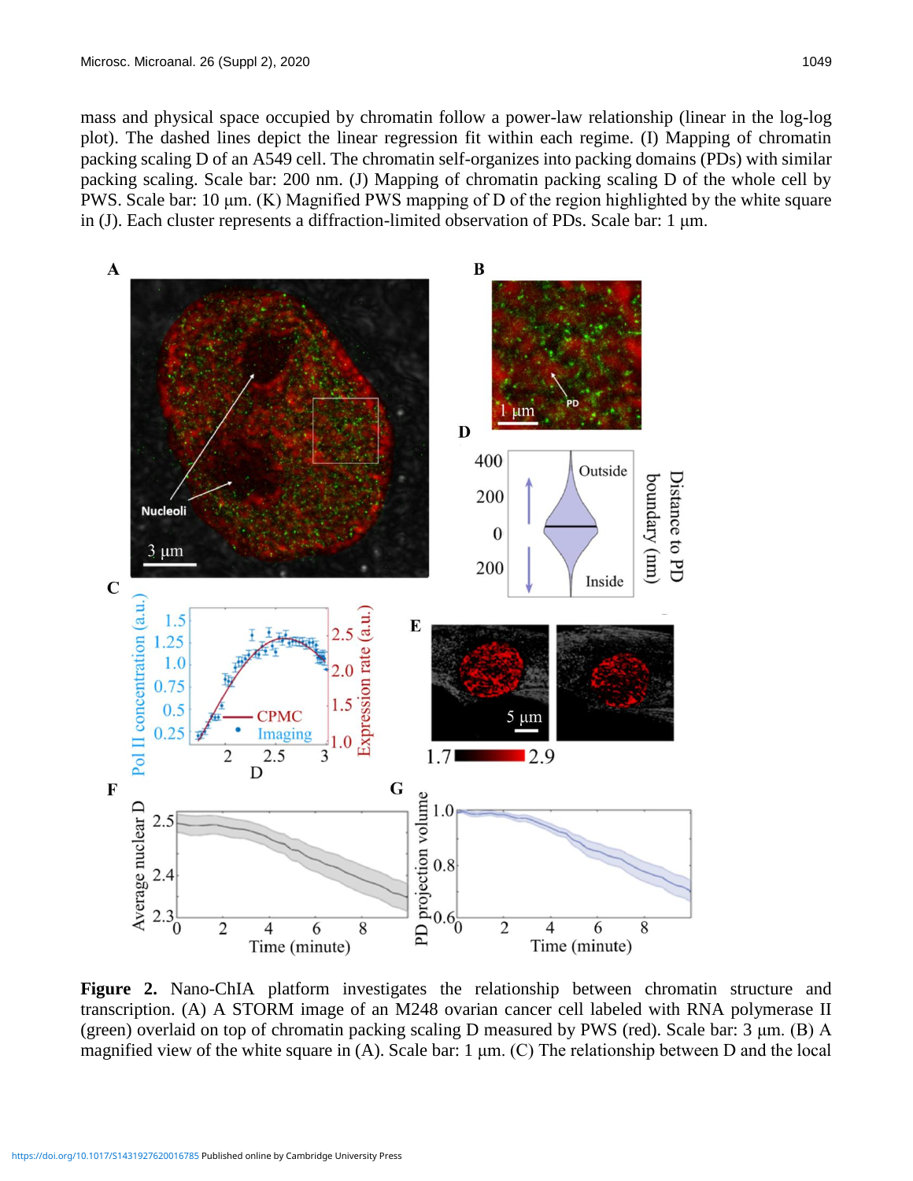mass and physical space occupied by chromatin follow a power-law relationship (linear in the log-log plot). The dashed lines depict the linear regression fit within each regime. (I) Mapping of chromatin packing scaling D of an A549 cell. The chromatin self-organizes into packing domains (PDs) with similar packing scaling. Scale bar: 200 nm. (J) Mapping of chromatin packing scaling D of the whole cell by PWS. Scale bar: 10 μm. (K) Magnified PWS mapping of D of the region highlighted by the white square in (J). Each cluster represents a diffraction-limited observation of PDs. Scale bar: 1 μm.

**Figure 2.** Nano-ChIA platform investigates the relationship between chromatin structure and transcription. (A) A STORM image of an M248 ovarian cancer cell labeled with RNA polymerase II (green) overlaid on top of chromatin packing scaling D measured by PWS (red). Scale bar: 3 μm. (B) A magnified view of the white square in (A). Scale bar: 1 μm. (C) The relationship between D and the local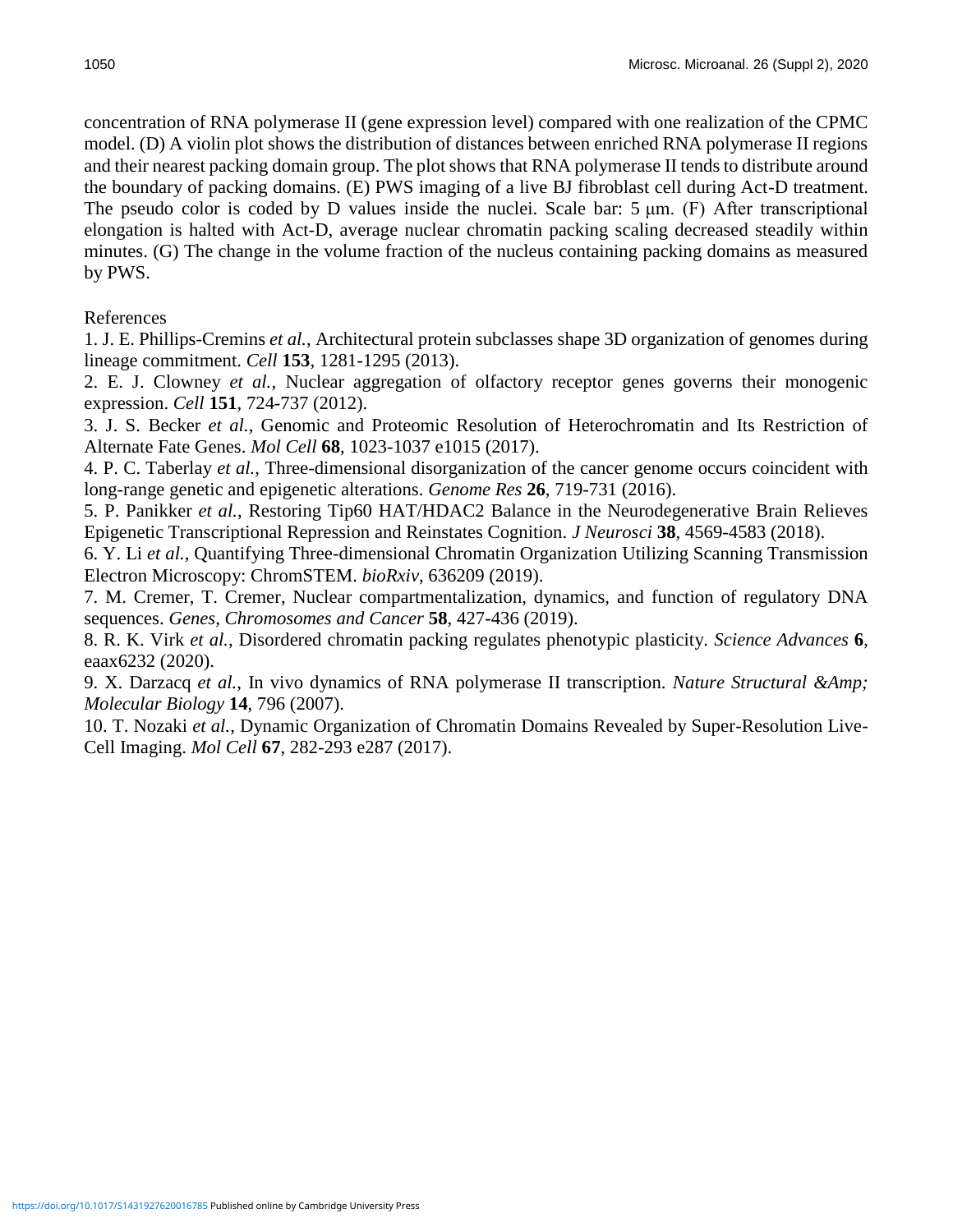concentration of RNA polymerase II (gene expression level) compared with one realization of the CPMC model. (D) A violin plot shows the distribution of distances between enriched RNA polymerase II regions and their nearest packing domain group. The plot shows that RNA polymerase II tends to distribute around the boundary of packing domains. (E) PWS imaging of a live BJ fibroblast cell during Act-D treatment. The pseudo color is coded by D values inside the nuclei. Scale bar: 5 μm. (F) After transcriptional elongation is halted with Act-D, average nuclear chromatin packing scaling decreased steadily within minutes. (G) The change in the volume fraction of the nucleus containing packing domains as measured by PWS.

References

1. J. E. Phillips-Cremins *et al.*, Architectural protein subclasses shape 3D organization of genomes during lineage commitment. *Cell* **153**, 1281-1295 (2013).
2. E. J. Clowney *et al.*, Nuclear aggregation of olfactory receptor genes governs their monogenic expression. *Cell* **151**, 724-737 (2012).
3. J. S. Becker *et al.*, Genomic and Proteomic Resolution of Heterochromatin and Its Restriction of Alternate Fate Genes. *Mol Cell* **68**, 1023-1037 e1015 (2017).
4. P. C. Taberlay *et al.*, Three-dimensional disorganization of the cancer genome occurs coincident with long-range genetic and epigenetic alterations. *Genome Res* **26**, 719-731 (2016).
5. P. Panikker *et al.*, Restoring Tip60 HAT/HDAC2 Balance in the Neurodegenerative Brain Relieves Epigenetic Transcriptional Repression and Reinstates Cognition. *J Neurosci* **38**, 4569-4583 (2018).
6. Y. Li *et al.*, Quantifying Three-dimensional Chromatin Organization Utilizing Scanning Transmission Electron Microscopy: ChromSTEM. *bioRxiv*, 636209 (2019).
7. M. Cremer, T. Cremer, Nuclear compartmentalization, dynamics, and function of regulatory DNA sequences. *Genes, Chromosomes and Cancer* **58**, 427-436 (2019).
8. R. K. Virk *et al.*, Disordered chromatin packing regulates phenotypic plasticity. *Science Advances* **6**, eaax6232 (2020).
9. X. Darzacq *et al.*, In vivo dynamics of RNA polymerase II transcription. *Nature Structural &Amp; Molecular Biology* **14**, 796 (2007).
10. T. Nozaki *et al.*, Dynamic Organization of Chromatin Domains Revealed by Super-Resolution Live-Cell Imaging. *Mol Cell* **67**, 282-293 e287 (2017).